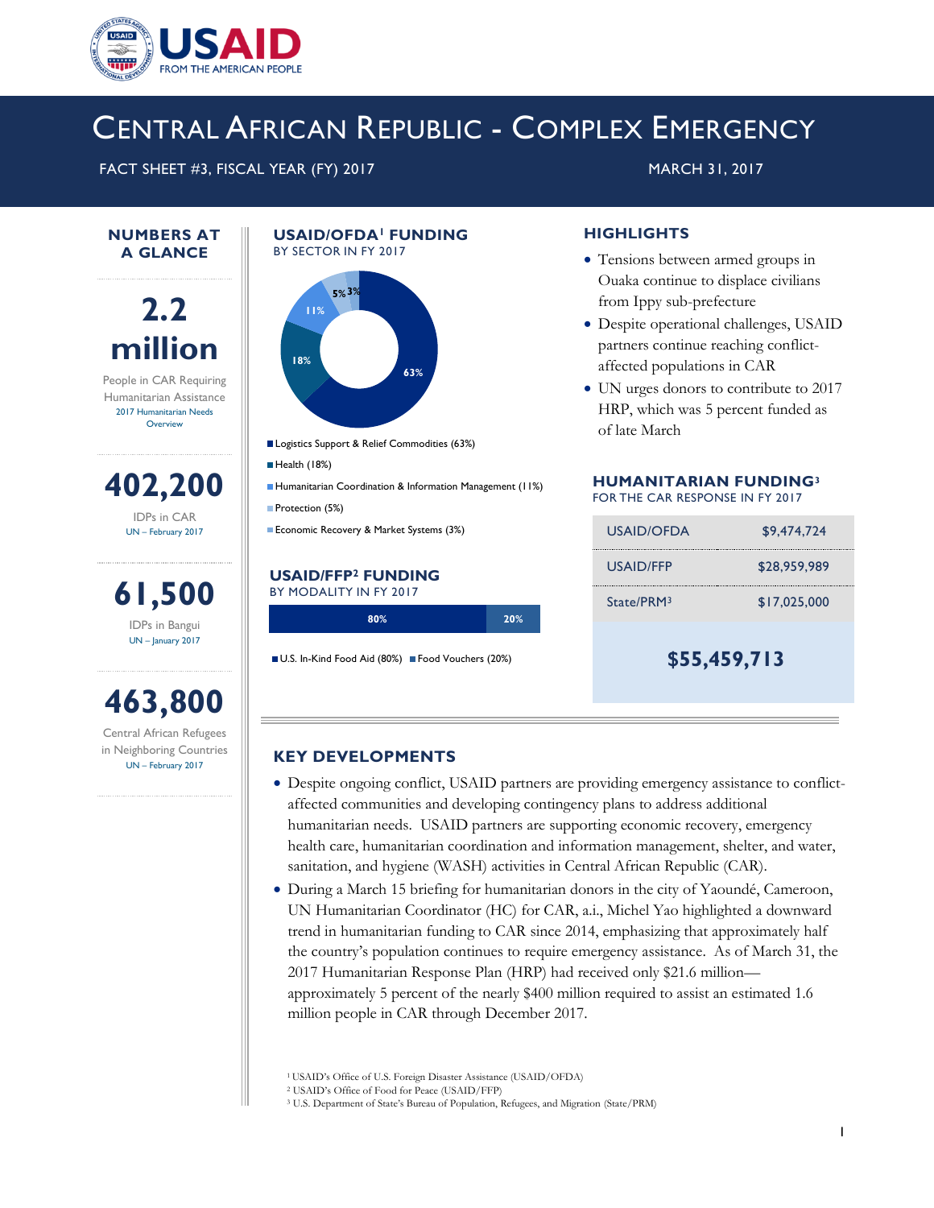# CENTRAL AFRICAN REPUBLIC - COMPLEX EMERGENCY

FACT SHEET #3, FISCAL YEAR (FY) 2017 — MARCH 31, 2017

## NUMBERS AT A GLANCE

**2.2 million**
People in CAR Requiring Humanitarian Assistance
2017 Humanitarian Needs Overview

**402,200**
IDPs in CAR
UN – February 2017

**61,500**
IDPs in Bangui
UN – January 2017

**463,800**
Central African Refugees in Neighboring Countries
UN – February 2017

## USAID/OFDA[1] FUNDING

BY SECTOR IN FY 2017

- Logistics Support & Relief Commodities (63%)
- Health (18%)
- Humanitarian Coordination & Information Management (11%)
- Protection (5%)
- Economic Recovery & Market Systems (3%)

## USAID/FFP[2] FUNDING

BY MODALITY IN FY 2017

- U.S. In-Kind Food Aid (80%)
- Food Vouchers (20%)

## HIGHLIGHTS

- Tensions between armed groups in Ouaka continue to displace civilians from Ippy sub-prefecture
- Despite operational challenges, USAID partners continue reaching conflict-affected populations in CAR
- UN urges donors to contribute to 2017 HRP, which was 5 percent funded as of late March

## HUMANITARIAN FUNDING[3]

FOR THE CAR RESPONSE IN FY 2017

| | |
|---|---|
| USAID/OFDA | $9,474,724 |
| USAID/FFP | $28,959,989 |
| State/PRM[3] | $17,025,000 |
| | **$55,459,713** |

## KEY DEVELOPMENTS

- Despite ongoing conflict, USAID partners are providing emergency assistance to conflict-affected communities and developing contingency plans to address additional humanitarian needs. USAID partners are supporting economic recovery, emergency health care, humanitarian coordination and information management, shelter, and water, sanitation, and hygiene (WASH) activities in Central African Republic (CAR).
- During a March 15 briefing for humanitarian donors in the city of Yaoundé, Cameroon, UN Humanitarian Coordinator (HC) for CAR, a.i., Michel Yao highlighted a downward trend in humanitarian funding to CAR since 2014, emphasizing that approximately half the country's population continues to require emergency assistance. As of March 31, the 2017 Humanitarian Response Plan (HRP) had received only $21.6 million—approximately 5 percent of the nearly $400 million required to assist an estimated 1.6 million people in CAR through December 2017.

[1] USAID's Office of U.S. Foreign Disaster Assistance (USAID/OFDA)
[2] USAID's Office of Food for Peace (USAID/FFP)
[3] U.S. Department of State's Bureau of Population, Refugees, and Migration (State/PRM)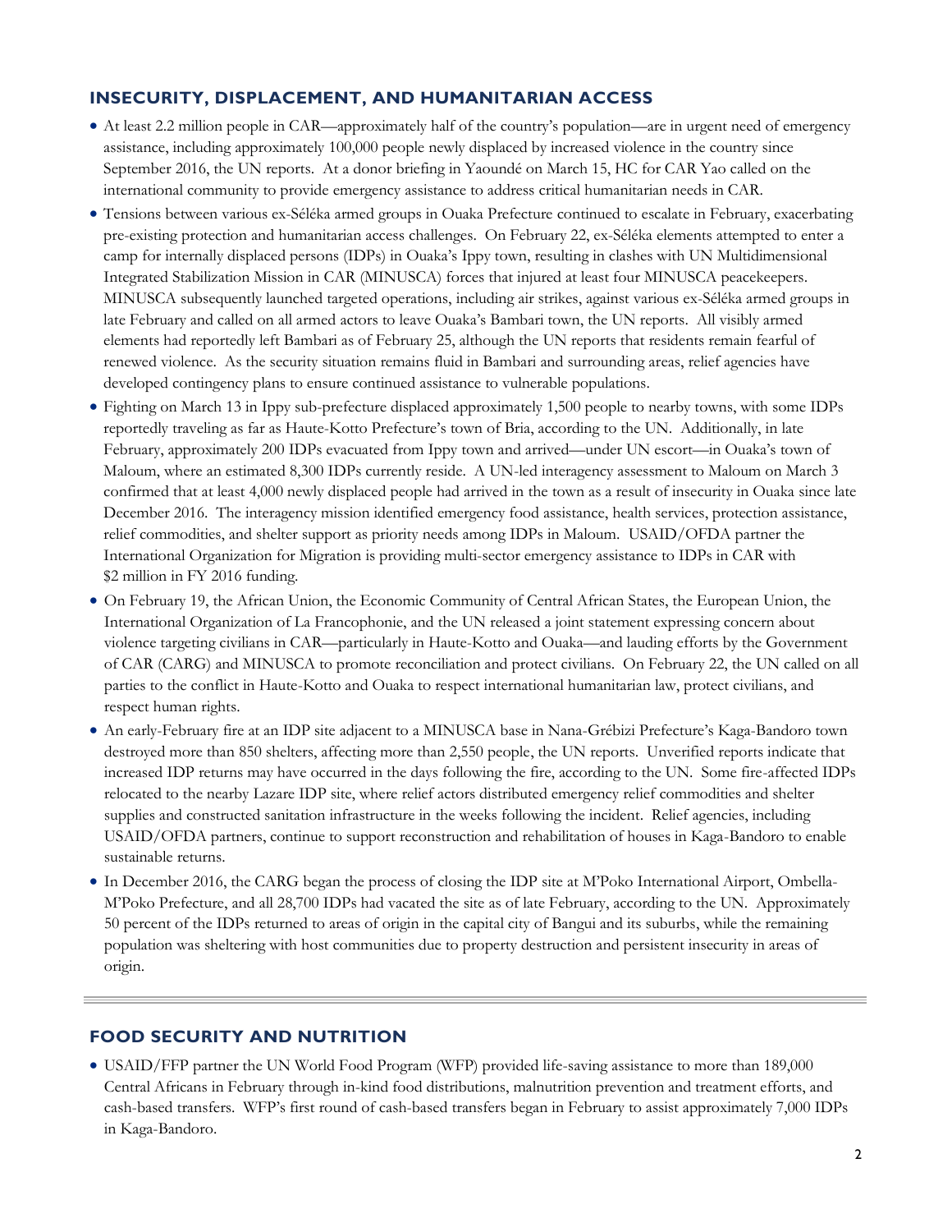## INSECURITY, DISPLACEMENT, AND HUMANITARIAN ACCESS

- At least 2.2 million people in CAR—approximately half of the country's population—are in urgent need of emergency assistance, including approximately 100,000 people newly displaced by increased violence in the country since September 2016, the UN reports. At a donor briefing in Yaoundé on March 15, HC for CAR Yao called on the international community to provide emergency assistance to address critical humanitarian needs in CAR.
- Tensions between various ex-Séléka armed groups in Ouaka Prefecture continued to escalate in February, exacerbating pre-existing protection and humanitarian access challenges. On February 22, ex-Séléka elements attempted to enter a camp for internally displaced persons (IDPs) in Ouaka's Ippy town, resulting in clashes with UN Multidimensional Integrated Stabilization Mission in CAR (MINUSCA) forces that injured at least four MINUSCA peacekeepers. MINUSCA subsequently launched targeted operations, including air strikes, against various ex-Séléka armed groups in late February and called on all armed actors to leave Ouaka's Bambari town, the UN reports. All visibly armed elements had reportedly left Bambari as of February 25, although the UN reports that residents remain fearful of renewed violence. As the security situation remains fluid in Bambari and surrounding areas, relief agencies have developed contingency plans to ensure continued assistance to vulnerable populations.
- Fighting on March 13 in Ippy sub-prefecture displaced approximately 1,500 people to nearby towns, with some IDPs reportedly traveling as far as Haute-Kotto Prefecture's town of Bria, according to the UN. Additionally, in late February, approximately 200 IDPs evacuated from Ippy town and arrived—under UN escort—in Ouaka's town of Maloum, where an estimated 8,300 IDPs currently reside. A UN-led interagency assessment to Maloum on March 3 confirmed that at least 4,000 newly displaced people had arrived in the town as a result of insecurity in Ouaka since late December 2016. The interagency mission identified emergency food assistance, health services, protection assistance, relief commodities, and shelter support as priority needs among IDPs in Maloum. USAID/OFDA partner the International Organization for Migration is providing multi-sector emergency assistance to IDPs in CAR with $2 million in FY 2016 funding.
- On February 19, the African Union, the Economic Community of Central African States, the European Union, the International Organization of La Francophonie, and the UN released a joint statement expressing concern about violence targeting civilians in CAR—particularly in Haute-Kotto and Ouaka—and lauding efforts by the Government of CAR (CARG) and MINUSCA to promote reconciliation and protect civilians. On February 22, the UN called on all parties to the conflict in Haute-Kotto and Ouaka to respect international humanitarian law, protect civilians, and respect human rights.
- An early-February fire at an IDP site adjacent to a MINUSCA base in Nana-Grébizi Prefecture's Kaga-Bandoro town destroyed more than 850 shelters, affecting more than 2,550 people, the UN reports. Unverified reports indicate that increased IDP returns may have occurred in the days following the fire, according to the UN. Some fire-affected IDPs relocated to the nearby Lazare IDP site, where relief actors distributed emergency relief commodities and shelter supplies and constructed sanitation infrastructure in the weeks following the incident. Relief agencies, including USAID/OFDA partners, continue to support reconstruction and rehabilitation of houses in Kaga-Bandoro to enable sustainable returns.
- In December 2016, the CARG began the process of closing the IDP site at M'Poko International Airport, Ombella-M'Poko Prefecture, and all 28,700 IDPs had vacated the site as of late February, according to the UN. Approximately 50 percent of the IDPs returned to areas of origin in the capital city of Bangui and its suburbs, while the remaining population was sheltering with host communities due to property destruction and persistent insecurity in areas of origin.

## FOOD SECURITY AND NUTRITION

- USAID/FFP partner the UN World Food Program (WFP) provided life-saving assistance to more than 189,000 Central Africans in February through in-kind food distributions, malnutrition prevention and treatment efforts, and cash-based transfers. WFP's first round of cash-based transfers began in February to assist approximately 7,000 IDPs in Kaga-Bandoro.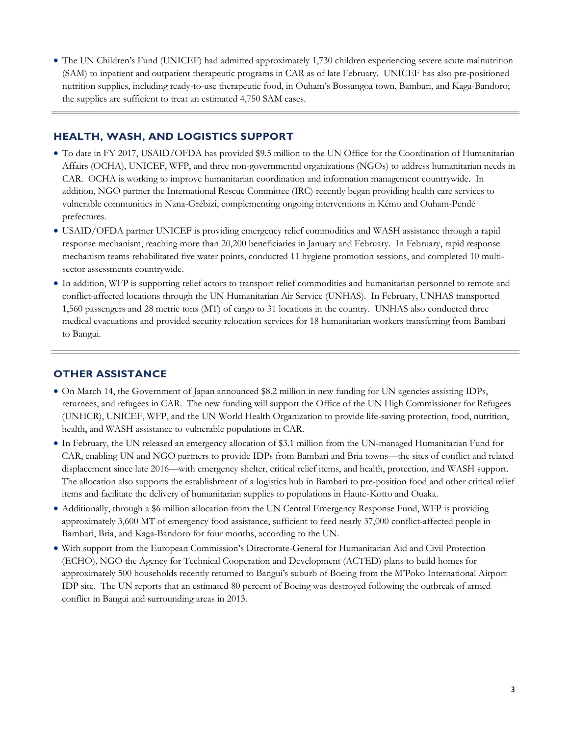- The UN Children's Fund (UNICEF) had admitted approximately 1,730 children experiencing severe acute malnutrition (SAM) to inpatient and outpatient therapeutic programs in CAR as of late February. UNICEF has also pre-positioned nutrition supplies, including ready-to-use therapeutic food, in Ouham's Bossangoa town, Bambari, and Kaga-Bandoro; the supplies are sufficient to treat an estimated 4,750 SAM cases.

## HEALTH, WASH, AND LOGISTICS SUPPORT

- To date in FY 2017, USAID/OFDA has provided $9.5 million to the UN Office for the Coordination of Humanitarian Affairs (OCHA), UNICEF, WFP, and three non-governmental organizations (NGOs) to address humanitarian needs in CAR. OCHA is working to improve humanitarian coordination and information management countrywide. In addition, NGO partner the International Rescue Committee (IRC) recently began providing health care services to vulnerable communities in Nana-Grébizi, complementing ongoing interventions in Kémo and Ouham-Pendé prefectures.
- USAID/OFDA partner UNICEF is providing emergency relief commodities and WASH assistance through a rapid response mechanism, reaching more than 20,200 beneficiaries in January and February. In February, rapid response mechanism teams rehabilitated five water points, conducted 11 hygiene promotion sessions, and completed 10 multi-sector assessments countrywide.
- In addition, WFP is supporting relief actors to transport relief commodities and humanitarian personnel to remote and conflict-affected locations through the UN Humanitarian Air Service (UNHAS). In February, UNHAS transported 1,560 passengers and 28 metric tons (MT) of cargo to 31 locations in the country. UNHAS also conducted three medical evacuations and provided security relocation services for 18 humanitarian workers transferring from Bambari to Bangui.

## OTHER ASSISTANCE

- On March 14, the Government of Japan announced $8.2 million in new funding for UN agencies assisting IDPs, returnees, and refugees in CAR. The new funding will support the Office of the UN High Commissioner for Refugees (UNHCR), UNICEF, WFP, and the UN World Health Organization to provide life-saving protection, food, nutrition, health, and WASH assistance to vulnerable populations in CAR.
- In February, the UN released an emergency allocation of $3.1 million from the UN-managed Humanitarian Fund for CAR, enabling UN and NGO partners to provide IDPs from Bambari and Bria towns—the sites of conflict and related displacement since late 2016—with emergency shelter, critical relief items, and health, protection, and WASH support. The allocation also supports the establishment of a logistics hub in Bambari to pre-position food and other critical relief items and facilitate the delivery of humanitarian supplies to populations in Haute-Kotto and Ouaka.
- Additionally, through a $6 million allocation from the UN Central Emergency Response Fund, WFP is providing approximately 3,600 MT of emergency food assistance, sufficient to feed nearly 37,000 conflict-affected people in Bambari, Bria, and Kaga-Bandoro for four months, according to the UN.
- With support from the European Commission's Directorate-General for Humanitarian Aid and Civil Protection (ECHO), NGO the Agency for Technical Cooperation and Development (ACTED) plans to build homes for approximately 500 households recently returned to Bangui's suburb of Boeing from the M'Poko International Airport IDP site. The UN reports that an estimated 80 percent of Boeing was destroyed following the outbreak of armed conflict in Bangui and surrounding areas in 2013.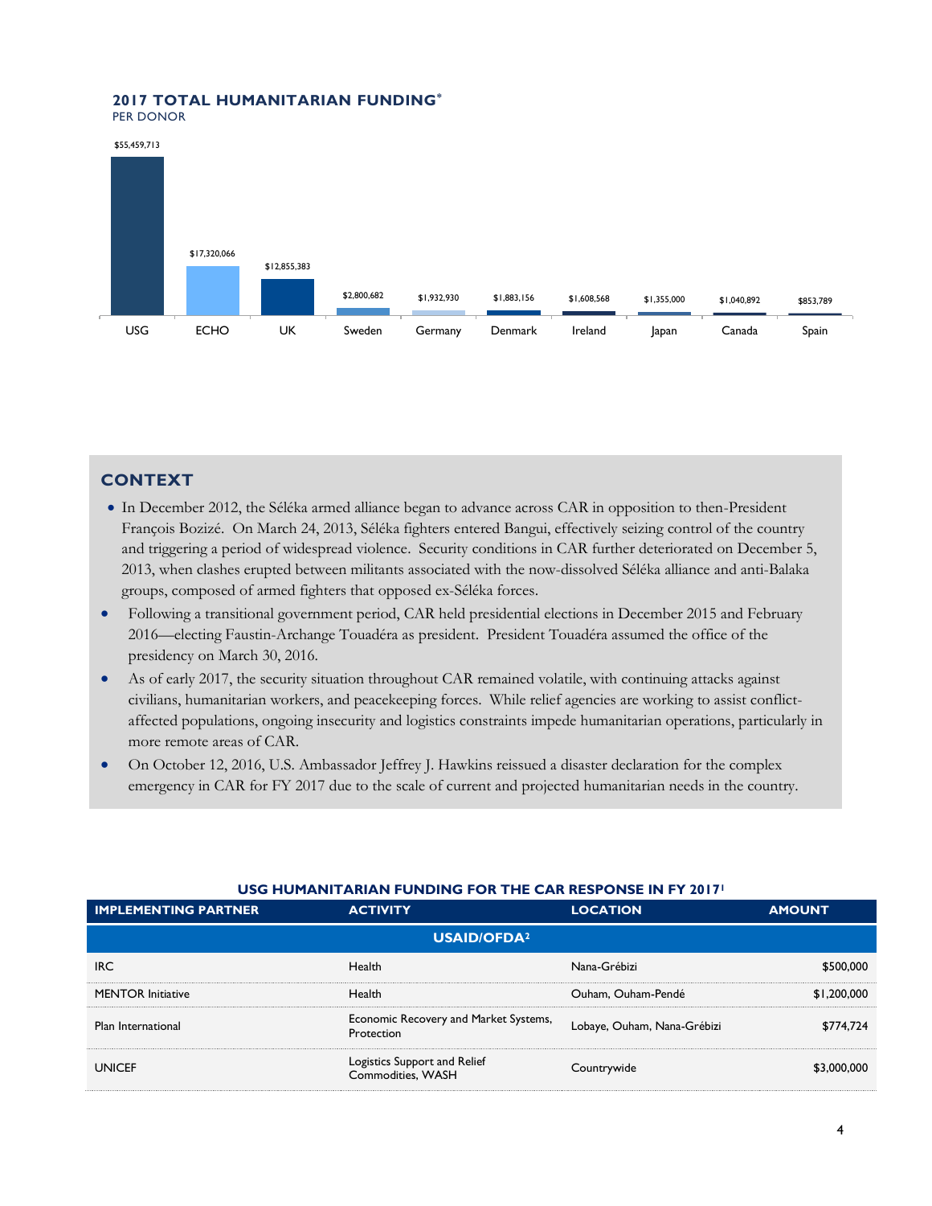## 2017 TOTAL HUMANITARIAN FUNDING*

PER DONOR

| Donor | Amount |
|---|---|
| USG | $55,459,713 |
| ECHO | $17,320,066 |
| UK | $12,855,383 |
| Sweden | $2,800,682 |
| Germany | $1,932,930 |
| Denmark | $1,883,156 |
| Ireland | $1,608,568 |
| Japan | $1,355,000 |
| Canada | $1,040,892 |
| Spain | $853,789 |

## CONTEXT

- In December 2012, the Séléka armed alliance began to advance across CAR in opposition to then-President François Bozizé. On March 24, 2013, Séléka fighters entered Bangui, effectively seizing control of the country and triggering a period of widespread violence. Security conditions in CAR further deteriorated on December 5, 2013, when clashes erupted between militants associated with the now-dissolved Séléka alliance and anti-Balaka groups, composed of armed fighters that opposed ex-Séléka forces.
- Following a transitional government period, CAR held presidential elections in December 2015 and February 2016—electing Faustin-Archange Touadéra as president. President Touadéra assumed the office of the presidency on March 30, 2016.
- As of early 2017, the security situation throughout CAR remained volatile, with continuing attacks against civilians, humanitarian workers, and peacekeeping forces. While relief agencies are working to assist conflict-affected populations, ongoing insecurity and logistics constraints impede humanitarian operations, particularly in more remote areas of CAR.
- On October 12, 2016, U.S. Ambassador Jeffrey J. Hawkins reissued a disaster declaration for the complex emergency in CAR for FY 2017 due to the scale of current and projected humanitarian needs in the country.

### USG HUMANITARIAN FUNDING FOR THE CAR RESPONSE IN FY 2017[1]

| IMPLEMENTING PARTNER | ACTIVITY | LOCATION | AMOUNT |
|---|---|---|---|
| **USAID/OFDA[2]** | | | |
| IRC | Health | Nana-Grébizi | $500,000 |
| MENTOR Initiative | Health | Ouham, Ouham-Pendé | $1,200,000 |
| Plan International | Economic Recovery and Market Systems, Protection | Lobaye, Ouham, Nana-Grébizi | $774,724 |
| UNICEF | Logistics Support and Relief Commodities, WASH | Countrywide | $3,000,000 |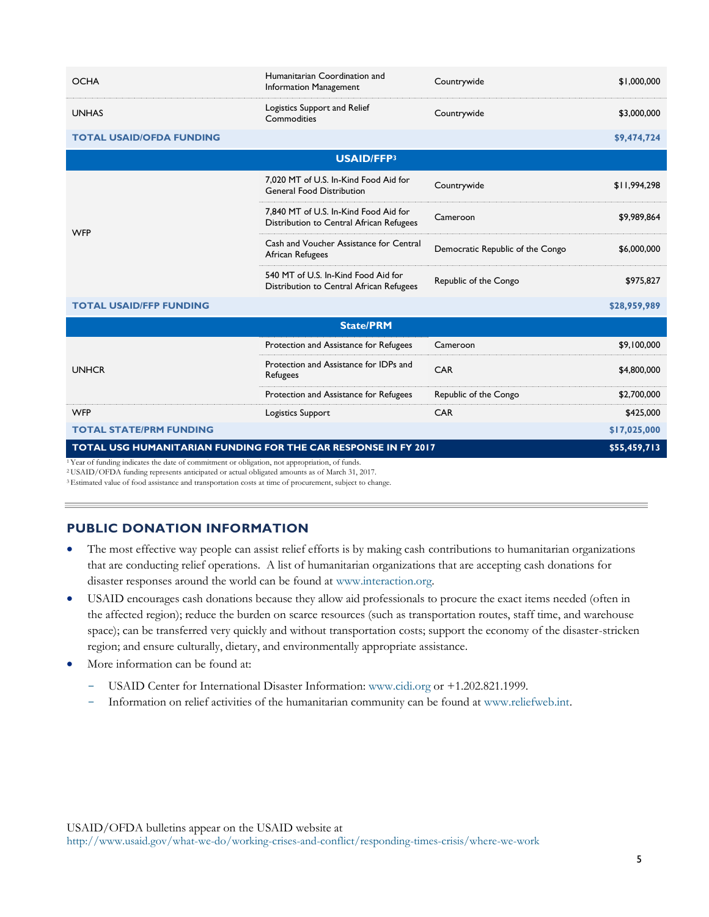| | | | |
|---|---|---|---|
| OCHA | Humanitarian Coordination and Information Management | Countrywide | $1,000,000 |
| UNHAS | Logistics Support and Relief Commodities | Countrywide | $3,000,000 |
| **TOTAL USAID/OFDA FUNDING** | | | **$9,474,724** |
| | **USAID/FFP[3]** | | |
| WFP | 7,020 MT of U.S. In-Kind Food Aid for General Food Distribution | Countrywide | $11,994,298 |
| | 7,840 MT of U.S. In-Kind Food Aid for Distribution to Central African Refugees | Cameroon | $9,989,864 |
| | Cash and Voucher Assistance for Central African Refugees | Democratic Republic of the Congo | $6,000,000 |
| | 540 MT of U.S. In-Kind Food Aid for Distribution to Central African Refugees | Republic of the Congo | $975,827 |
| **TOTAL USAID/FFP FUNDING** | | | **$28,959,989** |
| | **State/PRM** | | |
| UNHCR | Protection and Assistance for Refugees | Cameroon | $9,100,000 |
| | Protection and Assistance for IDPs and Refugees | CAR | $4,800,000 |
| | Protection and Assistance for Refugees | Republic of the Congo | $2,700,000 |
| WFP | Logistics Support | CAR | $425,000 |
| **TOTAL STATE/PRM FUNDING** | | | **$17,025,000** |
| **TOTAL USG HUMANITARIAN FUNDING FOR THE CAR RESPONSE IN FY 2017** | | | **$55,459,713** |

[1] Year of funding indicates the date of commitment or obligation, not appropriation, of funds.
[2] USAID/OFDA funding represents anticipated or actual obligated amounts as of March 31, 2017.
[3] Estimated value of food assistance and transportation costs at time of procurement, subject to change.

## PUBLIC DONATION INFORMATION

- The most effective way people can assist relief efforts is by making cash contributions to humanitarian organizations that are conducting relief operations. A list of humanitarian organizations that are accepting cash donations for disaster responses around the world can be found at www.interaction.org.
- USAID encourages cash donations because they allow aid professionals to procure the exact items needed (often in the affected region); reduce the burden on scarce resources (such as transportation routes, staff time, and warehouse space); can be transferred very quickly and without transportation costs; support the economy of the disaster-stricken region; and ensure culturally, dietary, and environmentally appropriate assistance.
- More information can be found at:
  - USAID Center for International Disaster Information: www.cidi.org or +1.202.821.1999.
  - Information on relief activities of the humanitarian community can be found at www.reliefweb.int.

USAID/OFDA bulletins appear on the USAID website at
http://www.usaid.gov/what-we-do/working-crises-and-conflict/responding-times-crisis/where-we-work